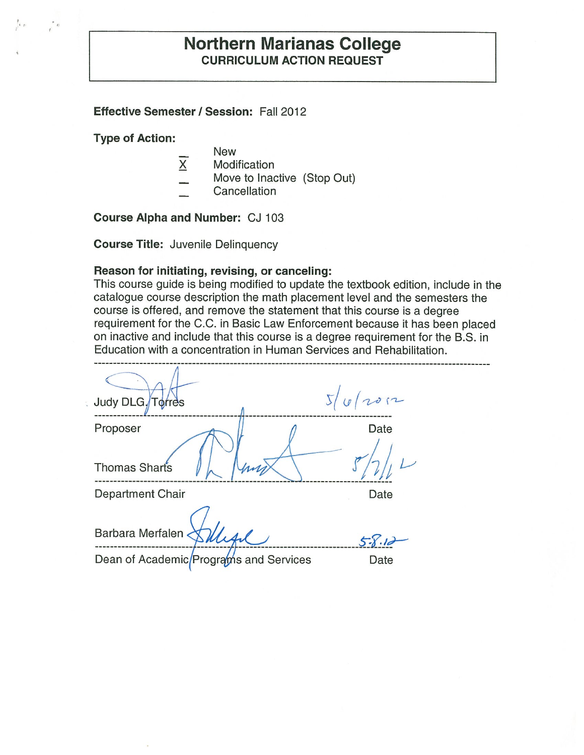# Northern Marianas College

## CURRICULUM ACTION REQUEST

**Effective Semester / Session:** Fall 2012

**Type of Action:**

- _ New
- X Modification
- _ Move to Inactive (Stop Out)
- _ Cancellation

**Course Alpha and Number:** CJ 103

**Course Title:** Juvenile Delinquency

**Reason for initiating, revising, or canceling:**
This course guide is being modified to update the textbook edition, include in the catalogue course description the math placement level and the semesters the course is offered, and remove the statement that this course is a degree requirement for the C.C. in Basic Law Enforcement because it has been placed on inactive and include that this course is a degree requirement for the B.S. in Education with a concentration in Human Services and Rehabilitation.

---

Judy DLG. Torres — 5/4/2012

Proposer — Date

Thomas Sharts — 5/7/12

Department Chair — Date

Barbara Merfalen — 5-8-12

Dean of Academic Programs and Services — Date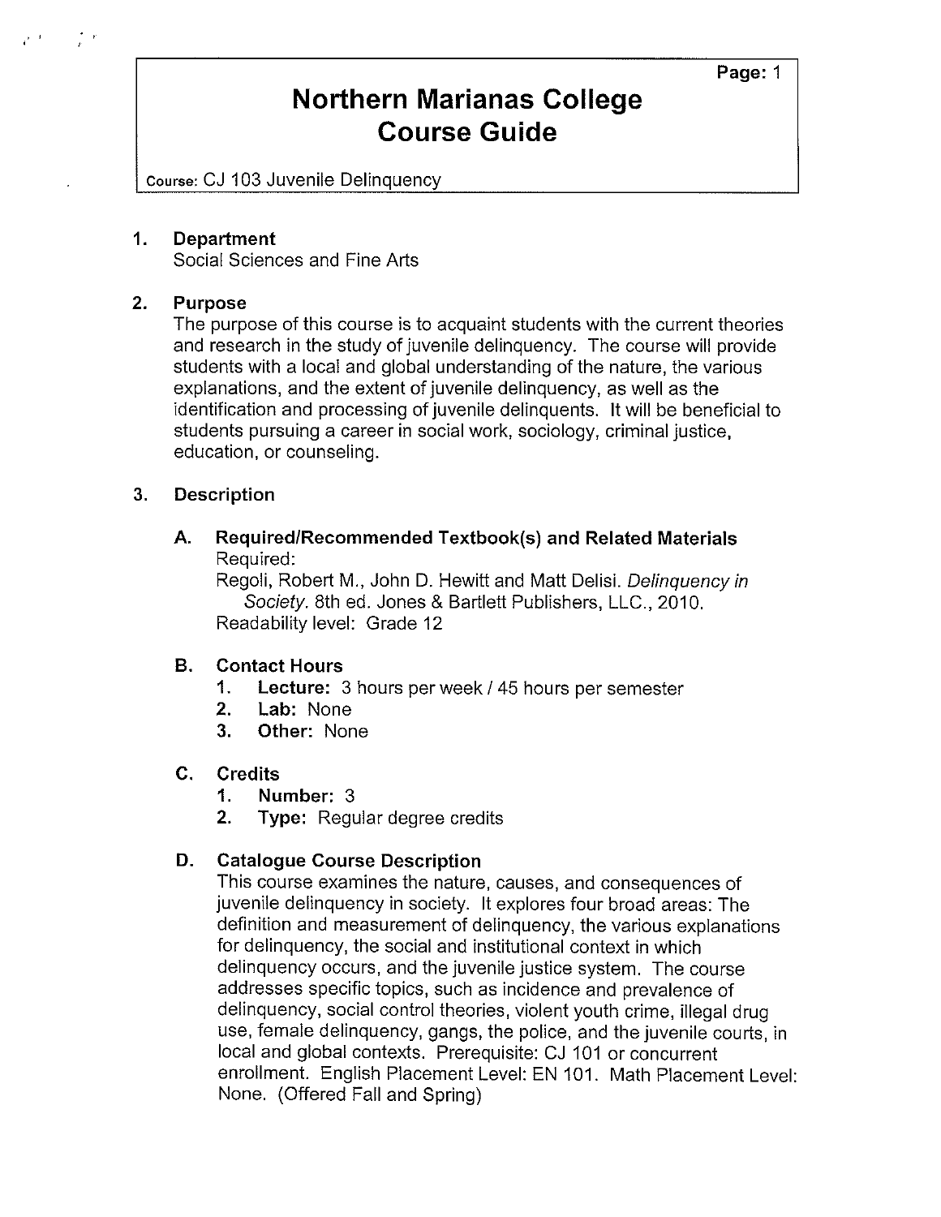# Northern Marianas College Course Guide

Course: CJ 103 Juvenile Delinquency

## 1. Department

Social Sciences and Fine Arts

## 2. Purpose

The purpose of this course is to acquaint students with the current theories and research in the study of juvenile delinquency. The course will provide students with a local and global understanding of the nature, the various explanations, and the extent of juvenile delinquency, as well as the identification and processing of juvenile delinquents. It will be beneficial to students pursuing a career in social work, sociology, criminal justice, education, or counseling.

## 3. Description

### A. Required/Recommended Textbook(s) and Related Materials

Required:

Regoli, Robert M., John D. Hewitt and Matt Delisi. *Delinquency in Society*. 8th ed. Jones & Bartlett Publishers, LLC., 2010.

Readability level: Grade 12

### B. Contact Hours

1. **Lecture:** 3 hours per week / 45 hours per semester
2. **Lab:** None
3. **Other:** None

### C. Credits

1. **Number:** 3
2. **Type:** Regular degree credits

### D. Catalogue Course Description

This course examines the nature, causes, and consequences of juvenile delinquency in society. It explores four broad areas: The definition and measurement of delinquency, the various explanations for delinquency, the social and institutional context in which delinquency occurs, and the juvenile justice system. The course addresses specific topics, such as incidence and prevalence of delinquency, social control theories, violent youth crime, illegal drug use, female delinquency, gangs, the police, and the juvenile courts, in local and global contexts. Prerequisite: CJ 101 or concurrent enrollment. English Placement Level: EN 101. Math Placement Level: None. (Offered Fall and Spring)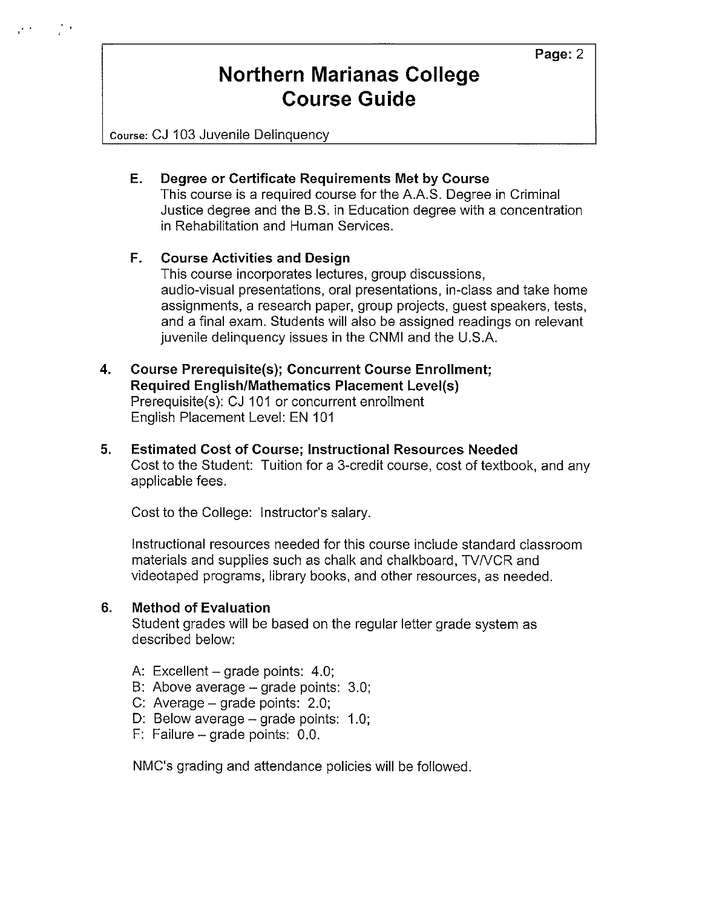# Northern Marianas College Course Guide

Course: CJ 103 Juvenile Delinquency

### E. Degree or Certificate Requirements Met by Course

This course is a required course for the A.A.S. Degree in Criminal Justice degree and the B.S. in Education degree with a concentration in Rehabilitation and Human Services.

### F. Course Activities and Design

This course incorporates lectures, group discussions, audio-visual presentations, oral presentations, in-class and take home assignments, a research paper, group projects, guest speakers, tests, and a final exam. Students will also be assigned readings on relevant juvenile delinquency issues in the CNMI and the U.S.A.

## 4. Course Prerequisite(s); Concurrent Course Enrollment; Required English/Mathematics Placement Level(s)

Prerequisite(s): CJ 101 or concurrent enrollment
English Placement Level: EN 101

## 5. Estimated Cost of Course; Instructional Resources Needed

Cost to the Student: Tuition for a 3-credit course, cost of textbook, and any applicable fees.

Cost to the College: Instructor's salary.

Instructional resources needed for this course include standard classroom materials and supplies such as chalk and chalkboard, TV/VCR and videotaped programs, library books, and other resources, as needed.

## 6. Method of Evaluation

Student grades will be based on the regular letter grade system as described below:

- A: Excellent – grade points: 4.0;
- B: Above average – grade points: 3.0;
- C: Average – grade points: 2.0;
- D: Below average – grade points: 1.0;
- F: Failure – grade points: 0.0.

NMC's grading and attendance policies will be followed.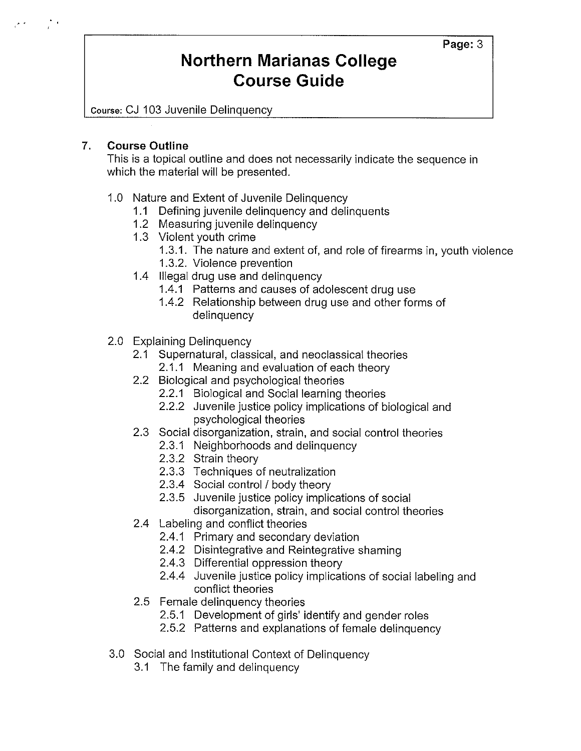## 7. Course Outline

This is a topical outline and does not necessarily indicate the sequence in which the material will be presented.

- 1.0 Nature and Extent of Juvenile Delinquency
  - 1.1 Defining juvenile delinquency and delinquents
  - 1.2 Measuring juvenile delinquency
  - 1.3 Violent youth crime
    - 1.3.1. The nature and extent of, and role of firearms in, youth violence
    - 1.3.2. Violence prevention
  - 1.4 Illegal drug use and delinquency
    - 1.4.1 Patterns and causes of adolescent drug use
    - 1.4.2 Relationship between drug use and other forms of delinquency
- 2.0 Explaining Delinquency
  - 2.1 Supernatural, classical, and neoclassical theories
    - 2.1.1 Meaning and evaluation of each theory
  - 2.2 Biological and psychological theories
    - 2.2.1 Biological and Social learning theories
    - 2.2.2 Juvenile justice policy implications of biological and psychological theories
  - 2.3 Social disorganization, strain, and social control theories
    - 2.3.1 Neighborhoods and delinquency
    - 2.3.2 Strain theory
    - 2.3.3 Techniques of neutralization
    - 2.3.4 Social control / body theory
    - 2.3.5 Juvenile justice policy implications of social disorganization, strain, and social control theories
  - 2.4 Labeling and conflict theories
    - 2.4.1 Primary and secondary deviation
    - 2.4.2 Disintegrative and Reintegrative shaming
    - 2.4.3 Differential oppression theory
    - 2.4.4 Juvenile justice policy implications of social labeling and conflict theories
  - 2.5 Female delinquency theories
    - 2.5.1 Development of girls' identify and gender roles
    - 2.5.2 Patterns and explanations of female delinquency
- 3.0 Social and Institutional Context of Delinquency
  - 3.1 The family and delinquency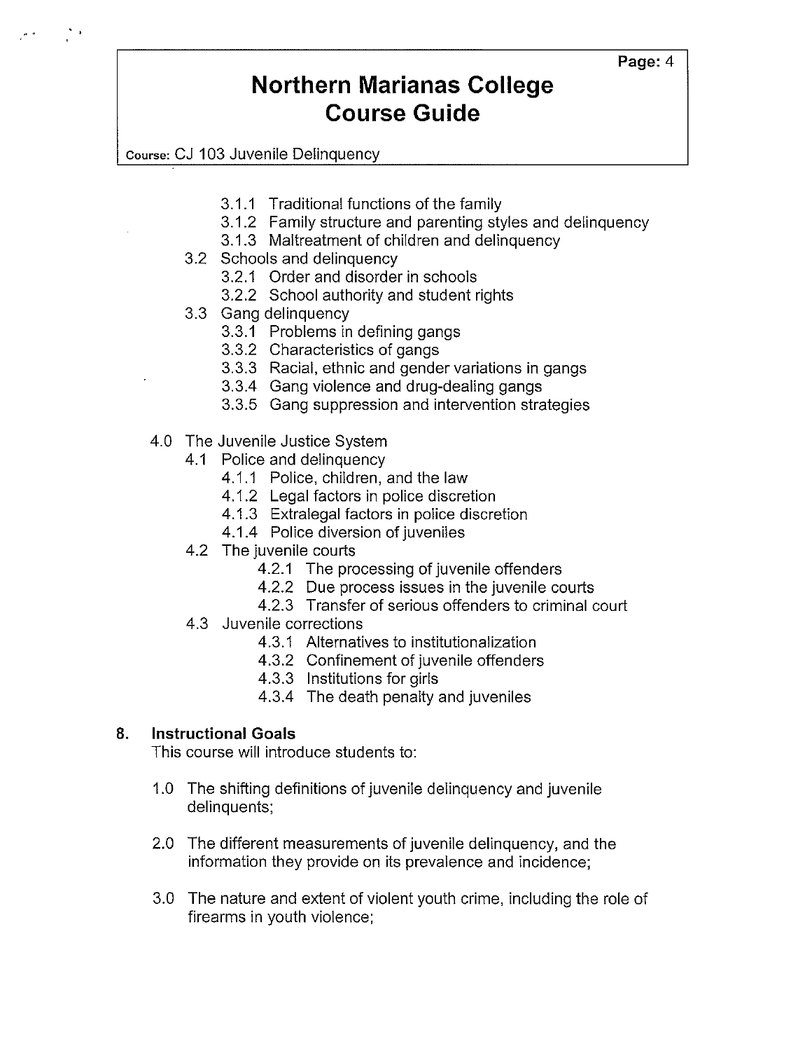- 3.1.1 Traditional functions of the family
- 3.1.2 Family structure and parenting styles and delinquency
- 3.1.3 Maltreatment of children and delinquency

3.2 Schools and delinquency

- 3.2.1 Order and disorder in schools
- 3.2.2 School authority and student rights

3.3 Gang delinquency

- 3.3.1 Problems in defining gangs
- 3.3.2 Characteristics of gangs
- 3.3.3 Racial, ethnic and gender variations in gangs
- 3.3.4 Gang violence and drug-dealing gangs
- 3.3.5 Gang suppression and intervention strategies

4.0 The Juvenile Justice System

4.1 Police and delinquency

- 4.1.1 Police, children, and the law
- 4.1.2 Legal factors in police discretion
- 4.1.3 Extralegal factors in police discretion
- 4.1.4 Police diversion of juveniles

4.2 The juvenile courts

- 4.2.1 The processing of juvenile offenders
- 4.2.2 Due process issues in the juvenile courts
- 4.2.3 Transfer of serious offenders to criminal court

4.3 Juvenile corrections

- 4.3.1 Alternatives to institutionalization
- 4.3.2 Confinement of juvenile offenders
- 4.3.3 Institutions for girls
- 4.3.4 The death penalty and juveniles

## 8. Instructional Goals

This course will introduce students to:

1.0 The shifting definitions of juvenile delinquency and juvenile delinquents;

2.0 The different measurements of juvenile delinquency, and the information they provide on its prevalence and incidence;

3.0 The nature and extent of violent youth crime, including the role of firearms in youth violence;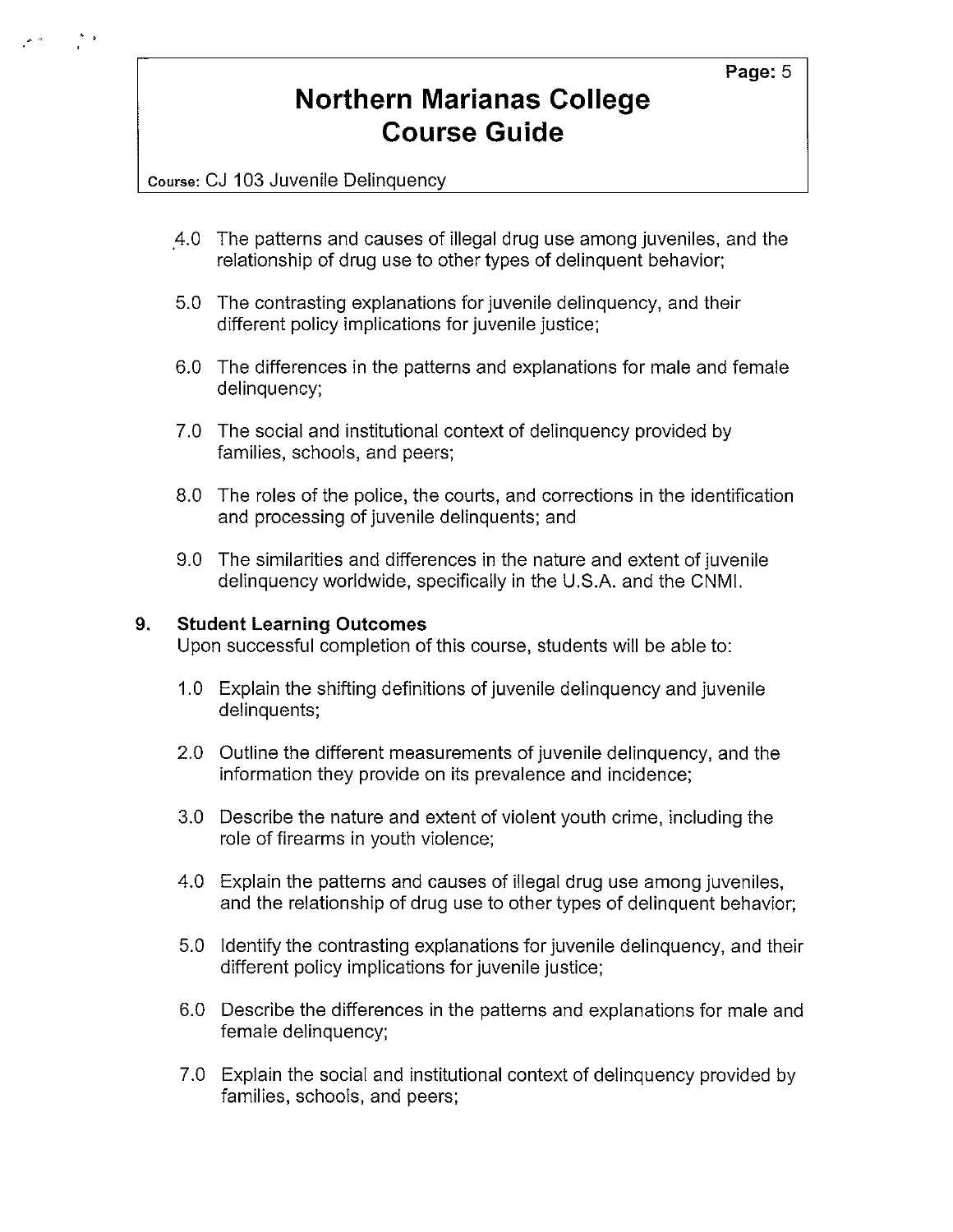4.0 The patterns and causes of illegal drug use among juveniles, and the relationship of drug use to other types of delinquent behavior;

5.0 The contrasting explanations for juvenile delinquency, and their different policy implications for juvenile justice;

6.0 The differences in the patterns and explanations for male and female delinquency;

7.0 The social and institutional context of delinquency provided by families, schools, and peers;

8.0 The roles of the police, the courts, and corrections in the identification and processing of juvenile delinquents; and

9.0 The similarities and differences in the nature and extent of juvenile delinquency worldwide, specifically in the U.S.A. and the CNMI.

## 9. Student Learning Outcomes

Upon successful completion of this course, students will be able to:

1.0 Explain the shifting definitions of juvenile delinquency and juvenile delinquents;

2.0 Outline the different measurements of juvenile delinquency, and the information they provide on its prevalence and incidence;

3.0 Describe the nature and extent of violent youth crime, including the role of firearms in youth violence;

4.0 Explain the patterns and causes of illegal drug use among juveniles, and the relationship of drug use to other types of delinquent behavior;

5.0 Identify the contrasting explanations for juvenile delinquency, and their different policy implications for juvenile justice;

6.0 Describe the differences in the patterns and explanations for male and female delinquency;

7.0 Explain the social and institutional context of delinquency provided by families, schools, and peers;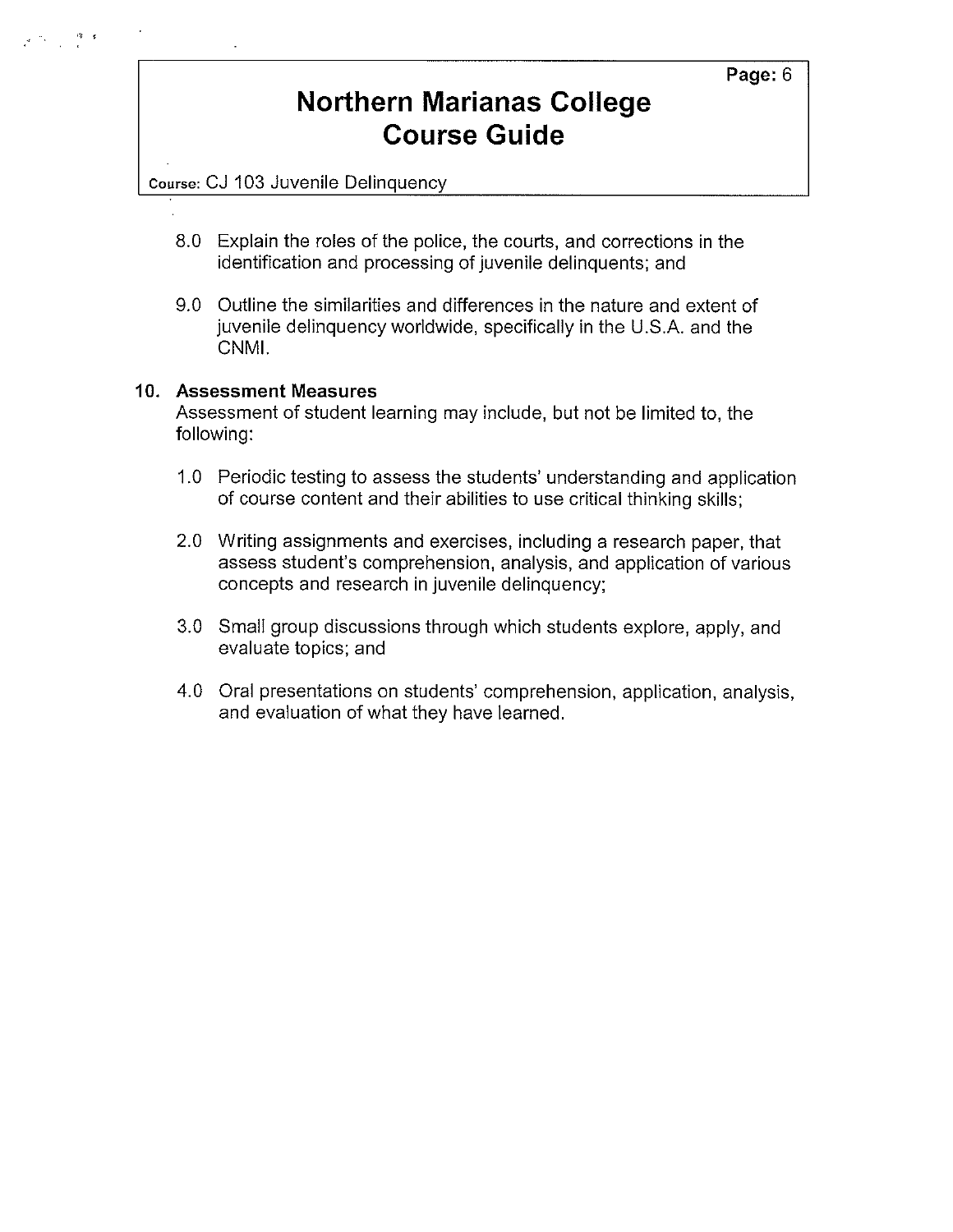8.0 Explain the roles of the police, the courts, and corrections in the identification and processing of juvenile delinquents; and

9.0 Outline the similarities and differences in the nature and extent of juvenile delinquency worldwide, specifically in the U.S.A. and the CNMI.

### 10. Assessment Measures

Assessment of student learning may include, but not be limited to, the following:

1.0 Periodic testing to assess the students' understanding and application of course content and their abilities to use critical thinking skills;

2.0 Writing assignments and exercises, including a research paper, that assess student's comprehension, analysis, and application of various concepts and research in juvenile delinquency;

3.0 Small group discussions through which students explore, apply, and evaluate topics; and

4.0 Oral presentations on students' comprehension, application, analysis, and evaluation of what they have learned.